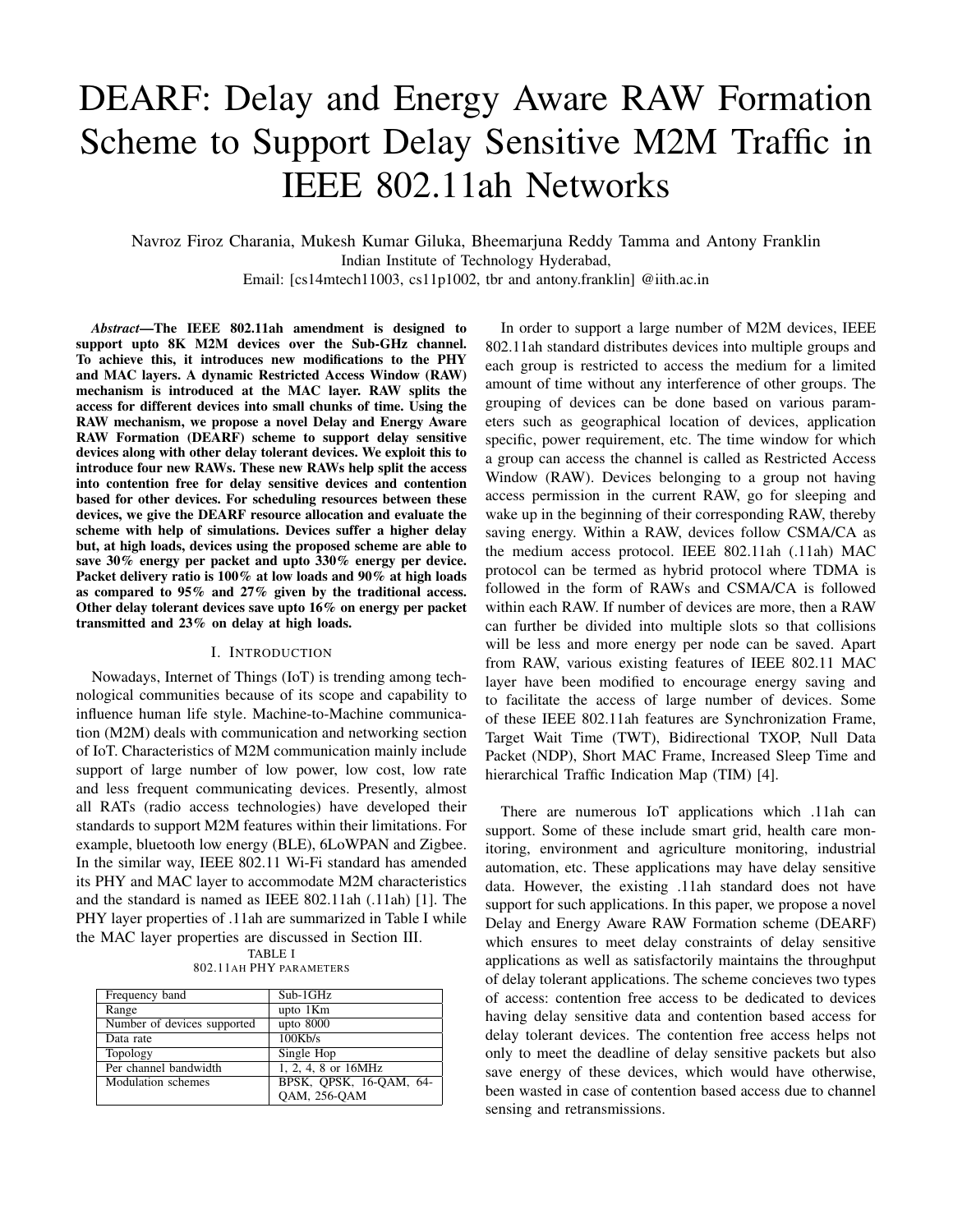# DEARF: Delay and Energy Aware RAW Formation Scheme to Support Delay Sensitive M2M Traffic in IEEE 802.11ah Networks

Navroz Firoz Charania, Mukesh Kumar Giluka, Bheemarjuna Reddy Tamma and Antony Franklin
Indian Institute of Technology Hyderabad,
Email: [cs14mtech11003, cs11p1002, tbr and antony.franklin] @iith.ac.in

***Abstract*—The IEEE 802.11ah amendment is designed to support upto 8K M2M devices over the Sub-GHz channel. To achieve this, it introduces new modifications to the PHY and MAC layers. A dynamic Restricted Access Window (RAW) mechanism is introduced at the MAC layer. RAW splits the access for different devices into small chunks of time. Using the RAW mechanism, we propose a novel Delay and Energy Aware RAW Formation (DEARF) scheme to support delay sensitive devices along with other delay tolerant devices. We exploit this to introduce four new RAWs. These new RAWs help split the access into contention free for delay sensitive devices and contention based for other devices. For scheduling resources between these devices, we give the DEARF resource allocation and evaluate the scheme with help of simulations. Devices suffer a higher delay but, at high loads, devices using the proposed scheme are able to save 30% energy per packet and upto 330% energy per device. Packet delivery ratio is 100% at low loads and 90% at high loads as compared to 95% and 27% given by the traditional access. Other delay tolerant devices save upto 16% on energy per packet transmitted and 23% on delay at high loads.**

## I. Introduction

Nowadays, Internet of Things (IoT) is trending among technological communities because of its scope and capability to influence human life style. Machine-to-Machine communication (M2M) deals with communication and networking section of IoT. Characteristics of M2M communication mainly include support of large number of low power, low cost, low rate and less frequent communicating devices. Presently, almost all RATs (radio access technologies) have developed their standards to support M2M features within their limitations. For example, bluetooth low energy (BLE), 6LoWPAN and Zigbee. In the similar way, IEEE 802.11 Wi-Fi standard has amended its PHY and MAC layer to accommodate M2M characteristics and the standard is named as IEEE 802.11ah (.11ah) [1]. The PHY layer properties of .11ah are summarized in Table I while the MAC layer properties are discussed in Section III.

TABLE I
802.11ah PHY parameters

| | |
|---|---|
| Frequency band | Sub-1GHz |
| Range | upto 1Km |
| Number of devices supported | upto 8000 |
| Data rate | 100Kb/s |
| Topology | Single Hop |
| Per channel bandwidth | 1, 2, 4, 8 or 16MHz |
| Modulation schemes | BPSK, QPSK, 16-QAM, 64-QAM, 256-QAM |

In order to support a large number of M2M devices, IEEE 802.11ah standard distributes devices into multiple groups and each group is restricted to access the medium for a limited amount of time without any interference of other groups. The grouping of devices can be done based on various parameters such as geographical location of devices, application specific, power requirement, etc. The time window for which a group can access the channel is called as Restricted Access Window (RAW). Devices belonging to a group not having access permission in the current RAW, go for sleeping and wake up in the beginning of their corresponding RAW, thereby saving energy. Within a RAW, devices follow CSMA/CA as the medium access protocol. IEEE 802.11ah (.11ah) MAC protocol can be termed as hybrid protocol where TDMA is followed in the form of RAWs and CSMA/CA is followed within each RAW. If number of devices are more, then a RAW can further be divided into multiple slots so that collisions will be less and more energy per node can be saved. Apart from RAW, various existing features of IEEE 802.11 MAC layer have been modified to encourage energy saving and to facilitate the access of large number of devices. Some of these IEEE 802.11ah features are Synchronization Frame, Target Wait Time (TWT), Bidirectional TXOP, Null Data Packet (NDP), Short MAC Frame, Increased Sleep Time and hierarchical Traffic Indication Map (TIM) [4].

There are numerous IoT applications which .11ah can support. Some of these include smart grid, health care monitoring, environment and agriculture monitoring, industrial automation, etc. These applications may have delay sensitive data. However, the existing .11ah standard does not have support for such applications. In this paper, we propose a novel Delay and Energy Aware RAW Formation scheme (DEARF) which ensures to meet delay constraints of delay sensitive applications as well as satisfactorily maintains the throughput of delay tolerant applications. The scheme concieves two types of access: contention free access to be dedicated to devices having delay sensitive data and contention based access for delay tolerant devices. The contention free access helps not only to meet the deadline of delay sensitive packets but also save energy of these devices, which would have otherwise, been wasted in case of contention based access due to channel sensing and retransmissions.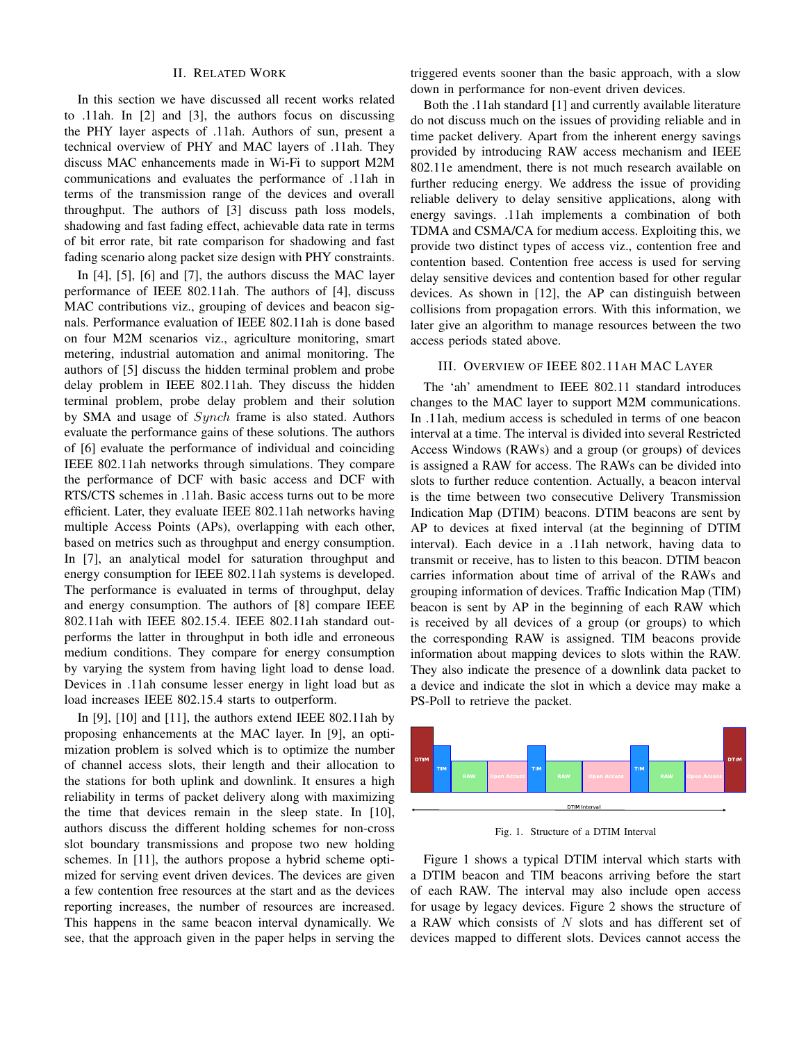## II. Related Work

In this section we have discussed all recent works related to .11ah. In [2] and [3], the authors focus on discussing the PHY layer aspects of .11ah. Authors of sun, present a technical overview of PHY and MAC layers of .11ah. They discuss MAC enhancements made in Wi-Fi to support M2M communications and evaluates the performance of .11ah in terms of the transmission range of the devices and overall throughput. The authors of [3] discuss path loss models, shadowing and fast fading effect, achievable data rate in terms of bit error rate, bit rate comparison for shadowing and fast fading scenario along packet size design with PHY constraints.

In [4], [5], [6] and [7], the authors discuss the MAC layer performance of IEEE 802.11ah. The authors of [4], discuss MAC contributions viz., grouping of devices and beacon signals. Performance evaluation of IEEE 802.11ah is done based on four M2M scenarios viz., agriculture monitoring, smart metering, industrial automation and animal monitoring. The authors of [5] discuss the hidden terminal problem and probe delay problem in IEEE 802.11ah. They discuss the hidden terminal problem, probe delay problem and their solution by SMA and usage of $Synch$ frame is also stated. Authors evaluate the performance gains of these solutions. The authors of [6] evaluate the performance of individual and coinciding IEEE 802.11ah networks through simulations. They compare the performance of DCF with basic access and DCF with RTS/CTS schemes in .11ah. Basic access turns out to be more efficient. Later, they evaluate IEEE 802.11ah networks having multiple Access Points (APs), overlapping with each other, based on metrics such as throughput and energy consumption. In [7], an analytical model for saturation throughput and energy consumption for IEEE 802.11ah systems is developed. The performance is evaluated in terms of throughput, delay and energy consumption. The authors of [8] compare IEEE 802.11ah with IEEE 802.15.4. IEEE 802.11ah standard outperforms the latter in throughput in both idle and erroneous medium conditions. They compare for energy consumption by varying the system from having light load to dense load. Devices in .11ah consume lesser energy in light load but as load increases IEEE 802.15.4 starts to outperform.

In [9], [10] and [11], the authors extend IEEE 802.11ah by proposing enhancements at the MAC layer. In [9], an optimization problem is solved which is to optimize the number of channel access slots, their length and their allocation to the stations for both uplink and downlink. It ensures a high reliability in terms of packet delivery along with maximizing the time that devices remain in the sleep state. In [10], authors discuss the different holding schemes for non-cross slot boundary transmissions and propose two new holding schemes. In [11], the authors propose a hybrid scheme optimized for serving event driven devices. The devices are given a few contention free resources at the start and as the devices reporting increases, the number of resources are increased. This happens in the same beacon interval dynamically. We see, that the approach given in the paper helps in serving the triggered events sooner than the basic approach, with a slow down in performance for non-event driven devices.

Both the .11ah standard [1] and currently available literature do not discuss much on the issues of providing reliable and in time packet delivery. Apart from the inherent energy savings provided by introducing RAW access mechanism and IEEE 802.11e amendment, there is not much research available on further reducing energy. We address the issue of providing reliable delivery to delay sensitive applications, along with energy savings. .11ah implements a combination of both TDMA and CSMA/CA for medium access. Exploiting this, we provide two distinct types of access viz., contention free and contention based. Contention free access is used for serving delay sensitive devices and contention based for other regular devices. As shown in [12], the AP can distinguish between collisions from propagation errors. With this information, we later give an algorithm to manage resources between the two access periods stated above.

## III. Overview of IEEE 802.11ah MAC Layer

The 'ah' amendment to IEEE 802.11 standard introduces changes to the MAC layer to support M2M communications. In .11ah, medium access is scheduled in terms of one beacon interval at a time. The interval is divided into several Restricted Access Windows (RAWs) and a group (or groups) of devices is assigned a RAW for access. The RAWs can be divided into slots to further reduce contention. Actually, a beacon interval is the time between two consecutive Delivery Transmission Indication Map (DTIM) beacons. DTIM beacons are sent by AP to devices at fixed interval (at the beginning of DTIM interval). Each device in a .11ah network, having data to transmit or receive, has to listen to this beacon. DTIM beacon carries information about time of arrival of the RAWs and grouping information of devices. Traffic Indication Map (TIM) beacon is sent by AP in the beginning of each RAW which is received by all devices of a group (or groups) to which the corresponding RAW is assigned. TIM beacons provide information about mapping devices to slots within the RAW. They also indicate the presence of a downlink data packet to a device and indicate the slot in which a device may make a PS-Poll to retrieve the packet.

| DTIM | TIM | RAW | Open Access | TIM | RAW | Open Access | TIM | RAW | Open Access | DTIM |
|---|---|---|---|---|---|---|---|---|---|---|

DTIM Interval

Fig. 1. Structure of a DTIM Interval

Figure 1 shows a typical DTIM interval which starts with a DTIM beacon and TIM beacons arriving before the start of each RAW. The interval may also include open access for usage by legacy devices. Figure 2 shows the structure of a RAW which consists of $N$ slots and has different set of devices mapped to different slots. Devices cannot access the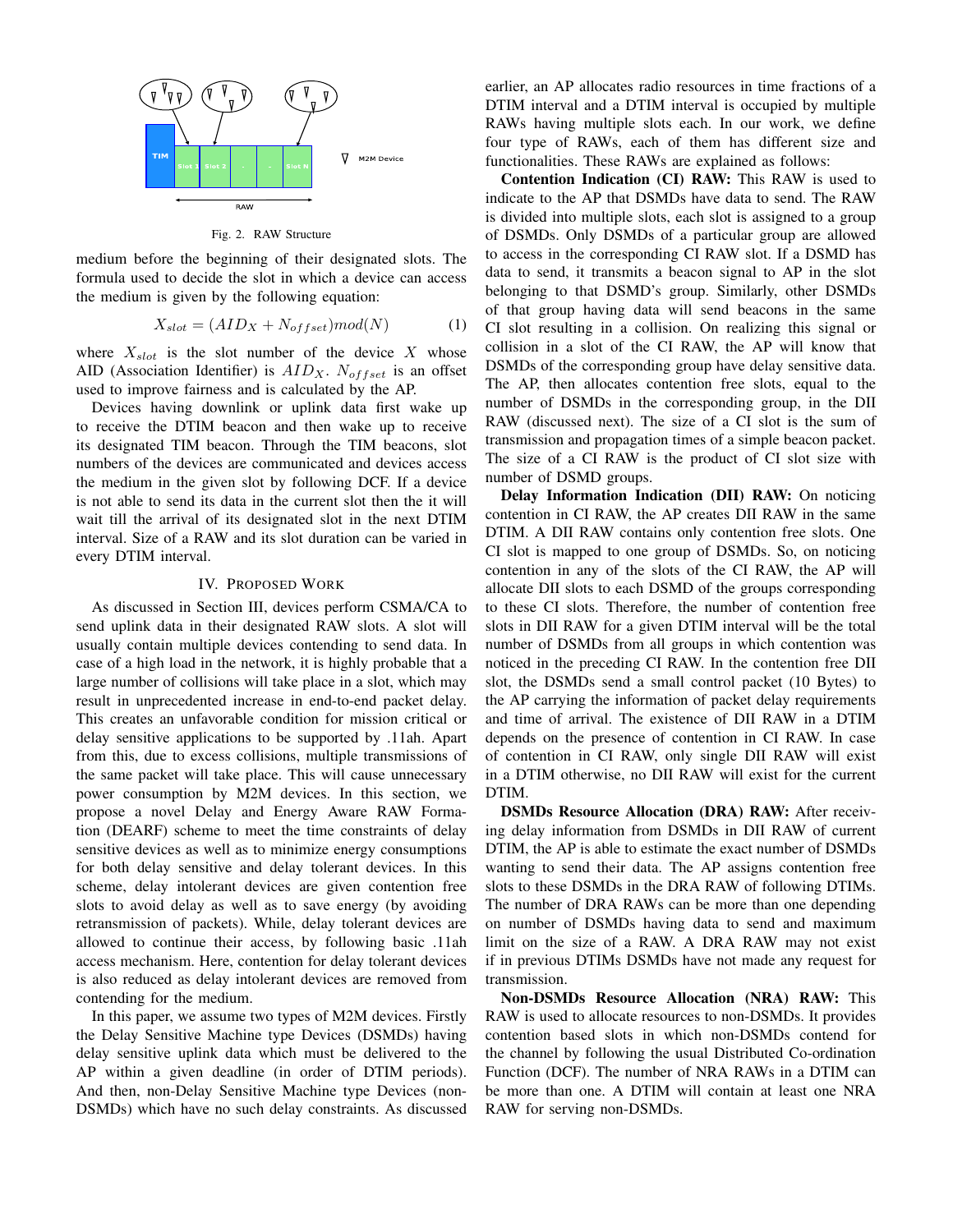Fig. 2. RAW Structure

medium before the beginning of their designated slots. The formula used to decide the slot in which a device can access the medium is given by the following equation:

$$X_{slot} = (AID_X + N_{offset}) mod(N) \tag{1}$$

where $X_{slot}$ is the slot number of the device $X$ whose AID (Association Identifier) is $AID_X$. $N_{offset}$ is an offset used to improve fairness and is calculated by the AP.

Devices having downlink or uplink data first wake up to receive the DTIM beacon and then wake up to receive its designated TIM beacon. Through the TIM beacons, slot numbers of the devices are communicated and devices access the medium in the given slot by following DCF. If a device is not able to send its data in the current slot then the it will wait till the arrival of its designated slot in the next DTIM interval. Size of a RAW and its slot duration can be varied in every DTIM interval.

## IV. Proposed Work

As discussed in Section III, devices perform CSMA/CA to send uplink data in their designated RAW slots. A slot will usually contain multiple devices contending to send data. In case of a high load in the network, it is highly probable that a large number of collisions will take place in a slot, which may result in unprecedented increase in end-to-end packet delay. This creates an unfavorable condition for mission critical or delay sensitive applications to be supported by .11ah. Apart from this, due to excess collisions, multiple transmissions of the same packet will take place. This will cause unnecessary power consumption by M2M devices. In this section, we propose a novel Delay and Energy Aware RAW Formation (DEARF) scheme to meet the time constraints of delay sensitive devices as well as to minimize energy consumptions for both delay sensitive and delay tolerant devices. In this scheme, delay intolerant devices are given contention free slots to avoid delay as well as to save energy (by avoiding retransmission of packets). While, delay tolerant devices are allowed to continue their access, by following basic .11ah access mechanism. Here, contention for delay tolerant devices is also reduced as delay intolerant devices are removed from contending for the medium.

In this paper, we assume two types of M2M devices. Firstly the Delay Sensitive Machine type Devices (DSMDs) having delay sensitive uplink data which must be delivered to the AP within a given deadline (in order of DTIM periods). And then, non-Delay Sensitive Machine type Devices (non-DSMDs) which have no such delay constraints. As discussed earlier, an AP allocates radio resources in time fractions of a DTIM interval and a DTIM interval is occupied by multiple RAWs having multiple slots each. In our work, we define four type of RAWs, each of them has different size and functionalities. These RAWs are explained as follows:

**Contention Indication (CI) RAW:** This RAW is used to indicate to the AP that DSMDs have data to send. The RAW is divided into multiple slots, each slot is assigned to a group of DSMDs. Only DSMDs of a particular group are allowed to access in the corresponding CI RAW slot. If a DSMD has data to send, it transmits a beacon signal to AP in the slot belonging to that DSMD's group. Similarly, other DSMDs of that group having data will send beacons in the same CI slot resulting in a collision. On realizing this signal or collision in a slot of the CI RAW, the AP will know that DSMDs of the corresponding group have delay sensitive data. The AP, then allocates contention free slots, equal to the number of DSMDs in the corresponding group, in the DII RAW (discussed next). The size of a CI slot is the sum of transmission and propagation times of a simple beacon packet. The size of a CI RAW is the product of CI slot size with number of DSMD groups.

**Delay Information Indication (DII) RAW:** On noticing contention in CI RAW, the AP creates DII RAW in the same DTIM. A DII RAW contains only contention free slots. One CI slot is mapped to one group of DSMDs. So, on noticing contention in any of the slots of the CI RAW, the AP will allocate DII slots to each DSMD of the groups corresponding to these CI slots. Therefore, the number of contention free slots in DII RAW for a given DTIM interval will be the total number of DSMDs from all groups in which contention was noticed in the preceding CI RAW. In the contention free DII slot, the DSMDs send a small control packet (10 Bytes) to the AP carrying the information of packet delay requirements and time of arrival. The existence of DII RAW in a DTIM depends on the presence of contention in CI RAW. In case of contention in CI RAW, only single DII RAW will exist in a DTIM otherwise, no DII RAW will exist for the current DTIM.

**DSMDs Resource Allocation (DRA) RAW:** After receiving delay information from DSMDs in DII RAW of current DTIM, the AP is able to estimate the exact number of DSMDs wanting to send their data. The AP assigns contention free slots to these DSMDs in the DRA RAW of following DTIMs. The number of DRA RAWs can be more than one depending on number of DSMDs having data to send and maximum limit on the size of a RAW. A DRA RAW may not exist if in previous DTIMs DSMDs have not made any request for transmission.

**Non-DSMDs Resource Allocation (NRA) RAW:** This RAW is used to allocate resources to non-DSMDs. It provides contention based slots in which non-DSMDs contend for the channel by following the usual Distributed Co-ordination Function (DCF). The number of NRA RAWs in a DTIM can be more than one. A DTIM will contain at least one NRA RAW for serving non-DSMDs.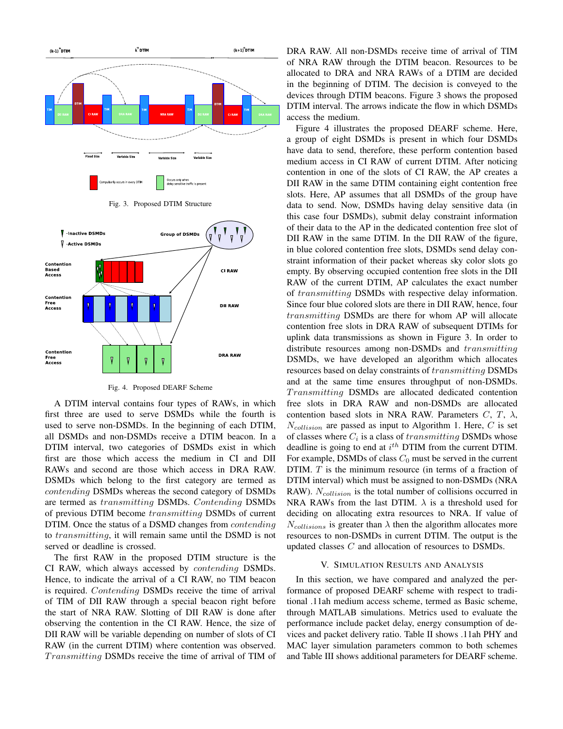Fig. 3. Proposed DTIM Structure

Fig. 4. Proposed DEARF Scheme

A DTIM interval contains four types of RAWs, in which first three are used to serve DSMDs while the fourth is used to serve non-DSMDs. In the beginning of each DTIM, all DSMDs and non-DSMDs receive a DTIM beacon. In a DTIM interval, two categories of DSMDs exist in which first are those which access the medium in CI and DII RAWs and second are those which access in DRA RAW. DSMDs which belong to the first category are termed as *contending* DSMDs whereas the second category of DSMDs are termed as *transmitting* DSMDs. *Contending* DSMDs of previous DTIM become *transmitting* DSMDs of current DTIM. Once the status of a DSMD changes from *contending* to *transmitting*, it will remain same until the DSMD is not served or deadline is crossed.

The first RAW in the proposed DTIM structure is the CI RAW, which always accessed by *contending* DSMDs. Hence, to indicate the arrival of a CI RAW, no TIM beacon is required. *Contending* DSMDs receive the time of arrival of TIM of DII RAW through a special beacon right before the start of NRA RAW. Slotting of DII RAW is done after observing the contention in the CI RAW. Hence, the size of DII RAW will be variable depending on number of slots of CI RAW (in the current DTIM) where contention was observed. *Transmitting* DSMDs receive the time of arrival of TIM of DRA RAW. All non-DSMDs receive time of arrival of TIM of NRA RAW through the DTIM beacon. Resources to be allocated to DRA and NRA RAWs of a DTIM are decided in the beginning of DTIM. The decision is conveyed to the devices through DTIM beacons. Figure 3 shows the proposed DTIM interval. The arrows indicate the flow in which DSMDs access the medium.

Figure 4 illustrates the proposed DEARF scheme. Here, a group of eight DSMDs is present in which four DSMDs have data to send, therefore, these perform contention based medium access in CI RAW of current DTIM. After noticing contention in one of the slots of CI RAW, the AP creates a DII RAW in the same DTIM containing eight contention free slots. Here, AP assumes that all DSMDs of the group have data to send. Now, DSMDs having delay sensitive data (in this case four DSMDs), submit delay constraint information of their data to the AP in the dedicated contention free slot of DII RAW in the same DTIM. In the DII RAW of the figure, in blue colored contention free slots, DSMDs send delay constraint information of their packet whereas sky color slots go empty. By observing occupied contention free slots in the DII RAW of the current DTIM, AP calculates the exact number of *transmitting* DSMDs with respective delay information. Since four blue colored slots are there in DII RAW, hence, four *transmitting* DSMDs are there for whom AP will allocate contention free slots in DRA RAW of subsequent DTIMs for uplink data transmissions as shown in Figure 3. In order to distribute resources among non-DSMDs and *transmitting* DSMDs, we have developed an algorithm which allocates resources based on delay constraints of *transmitting* DSMDs and at the same time ensures throughput of non-DSMDs. *Transmitting* DSMDs are allocated dedicated contention free slots in DRA RAW and non-DSMDs are allocated contention based slots in NRA RAW. Parameters $C$, $T$, $\lambda$, $N_{collision}$ are passed as input to Algorithm 1. Here, $C$ is set of classes where $C_i$ is a class of *transmitting* DSMDs whose deadline is going to end at $i^{th}$ DTIM from the current DTIM. For example, DSMDs of class $C_0$ must be served in the current DTIM. $T$ is the minimum resource (in terms of a fraction of DTIM interval) which must be assigned to non-DSMDs (NRA RAW). $N_{collision}$ is the total number of collisions occurred in NRA RAWs from the last DTIM. $\lambda$ is a threshold used for deciding on allocating extra resources to NRA. If value of $N_{collisions}$ is greater than $\lambda$ then the algorithm allocates more resources to non-DSMDs in current DTIM. The output is the updated classes $C$ and allocation of resources to DSMDs.

## V. Simulation Results and Analysis

In this section, we have compared and analyzed the performance of proposed DEARF scheme with respect to traditional .11ah medium access scheme, termed as Basic scheme, through MATLAB simulations. Metrics used to evaluate the performance include packet delay, energy consumption of devices and packet delivery ratio. Table II shows .11ah PHY and MAC layer simulation parameters common to both schemes and Table III shows additional parameters for DEARF scheme.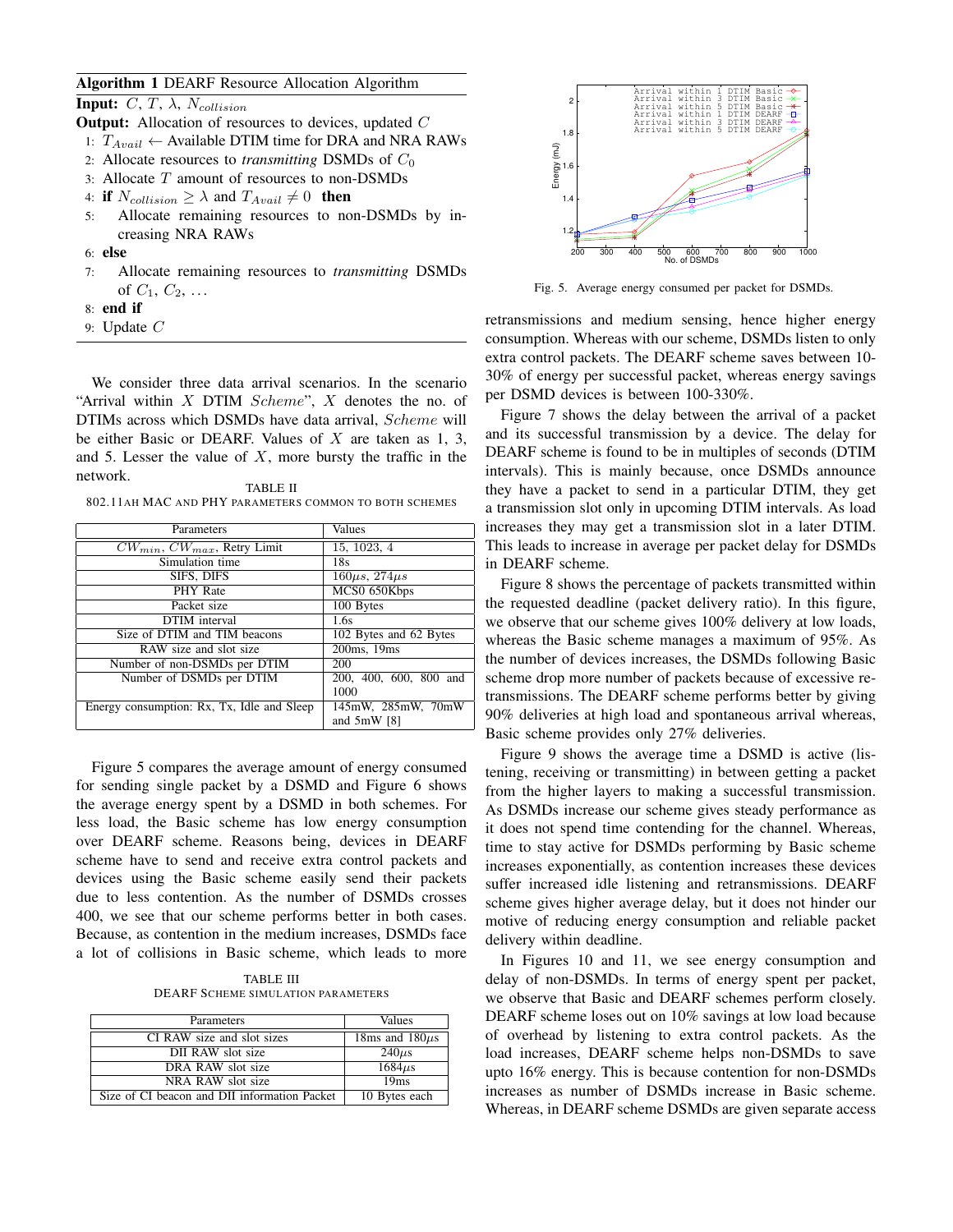**Algorithm 1** DEARF Resource Allocation Algorithm

**Input:** $C$, $T$, $\lambda$, $N_{collision}$

**Output:** Allocation of resources to devices, updated $C$

1: $T_{Avail} \leftarrow$ Available DTIM time for DRA and NRA RAWs
2: Allocate resources to *transmitting* DSMDs of $C_0$
3: Allocate $T$ amount of resources to non-DSMDs
4: **if** $N_{collision} \geq \lambda$ and $T_{Avail} \neq 0$ **then**
5: Allocate remaining resources to non-DSMDs by increasing NRA RAWs
6: **else**
7: Allocate remaining resources to *transmitting* DSMDs of $C_1$, $C_2$, ...
8: **end if**
9: Update $C$

We consider three data arrival scenarios. In the scenario "Arrival within $X$ DTIM $Scheme$", $X$ denotes the no. of DTIMs across which DSMDs have data arrival, $Scheme$ will be either Basic or DEARF. Values of $X$ are taken as 1, 3, and 5. Lesser the value of $X$, more bursty the traffic in the network.

TABLE II
802.11AH MAC AND PHY PARAMETERS COMMON TO BOTH SCHEMES

| Parameters | Values |
|---|---|
| $CW_{min}$, $CW_{max}$, Retry Limit | 15, 1023, 4 |
| Simulation time | 18s |
| SIFS, DIFS | $160\mu s$, $274\mu s$ |
| PHY Rate | MCS0 650Kbps |
| Packet size | 100 Bytes |
| DTIM interval | 1.6s |
| Size of DTIM and TIM beacons | 102 Bytes and 62 Bytes |
| RAW size and slot size | 200ms, 19ms |
| Number of non-DSMDs per DTIM | 200 |
| Number of DSMDs per DTIM | 200, 400, 600, 800 and 1000 |
| Energy consumption: Rx, Tx, Idle and Sleep | 145mW, 285mW, 70mW and 5mW [8] |

Figure 5 compares the average amount of energy consumed for sending single packet by a DSMD and Figure 6 shows the average energy spent by a DSMD in both schemes. For less load, the Basic scheme has low energy consumption over DEARF scheme. Reasons being, devices in DEARF scheme have to send and receive extra control packets and devices using the Basic scheme easily send their packets due to less contention. As the number of DSMDs crosses 400, we see that our scheme performs better in both cases. Because, as contention in the medium increases, DSMDs face a lot of collisions in Basic scheme, which leads to more retransmissions and medium sensing, hence higher energy consumption. Whereas with our scheme, DSMDs listen to only extra control packets. The DEARF scheme saves between 10-30% of energy per successful packet, whereas energy savings per DSMD devices is between 100-330%.

TABLE III
DEARF SCHEME SIMULATION PARAMETERS

| Parameters | Values |
|---|---|
| CI RAW size and slot sizes | 18ms and $180\mu s$ |
| DII RAW slot size | $240\mu s$ |
| DRA RAW slot size | $1684\mu s$ |
| NRA RAW slot size | 19ms |
| Size of CI beacon and DII information Packet | 10 Bytes each |

Fig. 5. Average energy consumed per packet for DSMDs.

Figure 7 shows the delay between the arrival of a packet and its successful transmission by a device. The delay for DEARF scheme is found to be in multiples of seconds (DTIM intervals). This is mainly because, once DSMDs announce they have a packet to send in a particular DTIM, they get a transmission slot only in upcoming DTIM intervals. As load increases they may get a transmission slot in a later DTIM. This leads to increase in average per packet delay for DSMDs in DEARF scheme.

Figure 8 shows the percentage of packets transmitted within the requested deadline (packet delivery ratio). In this figure, we observe that our scheme gives 100% delivery at low loads, whereas the Basic scheme manages a maximum of 95%. As the number of devices increases, the DSMDs following Basic scheme drop more number of packets because of excessive retransmissions. The DEARF scheme performs better by giving 90% deliveries at high load and spontaneous arrival whereas, Basic scheme provides only 27% deliveries.

Figure 9 shows the average time a DSMD is active (listening, receiving or transmitting) in between getting a packet from the higher layers to making a successful transmission. As DSMDs increase our scheme gives steady performance as it does not spend time contending for the channel. Whereas, time to stay active for DSMDs performing by Basic scheme increases exponentially, as contention increases these devices suffer increased idle listening and retransmissions. DEARF scheme gives higher average delay, but it does not hinder our motive of reducing energy consumption and reliable packet delivery within deadline.

In Figures 10 and 11, we see energy consumption and delay of non-DSMDs. In terms of energy spent per packet, we observe that Basic and DEARF schemes perform closely. DEARF scheme loses out on 10% savings at low load because of overhead by listening to extra control packets. As the load increases, DEARF scheme helps non-DSMDs to save upto 16% energy. This is because contention for non-DSMDs increases as number of DSMDs increase in Basic scheme. Whereas, in DEARF scheme DSMDs are given separate access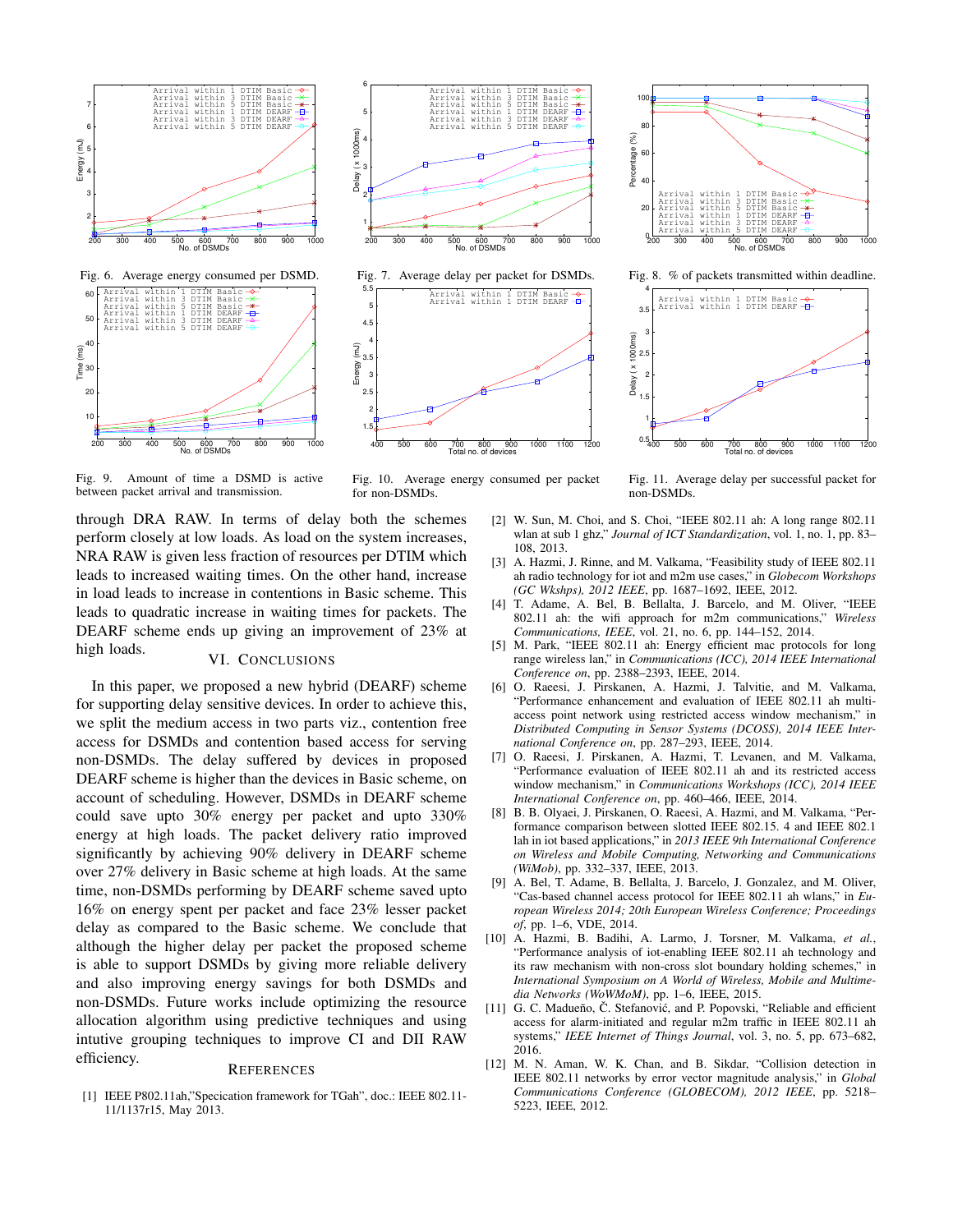Arrival within 1 DTIM Basic
Arrival within 3 DTIM Basic
Arrival within 5 DTIM Basic
Arrival within 1 DTIM DEARF
Arrival within 3 DTIM DEARF
Arrival within 5 DTIM DEARF

Energy (mJ)

No. of DSMDs

Fig. 6. Average energy consumed per DSMD.

Arrival within 1 DTIM Basic
Arrival within 3 DTIM Basic
Arrival within 5 DTIM Basic
Arrival within 1 DTIM DEARF
Arrival within 3 DTIM DEARF
Arrival within 5 DTIM DEARF

Delay (x 1000ms)

No. of DSMDs

Fig. 7. Average delay per packet for DSMDs.

Arrival within 1 DTIM Basic
Arrival within 3 DTIM Basic
Arrival within 5 DTIM Basic
Arrival within 1 DTIM DEARF
Arrival within 3 DTIM DEARF
Arrival within 5 DTIM DEARF

Percentage (%)

No. of DSMDs

Fig. 8. % of packets transmitted within deadline.

Arrival within 1 DTIM Basic
Arrival within 3 DTIM Basic
Arrival within 5 DTIM Basic
Arrival within 1 DTIM DEARF
Arrival within 3 DTIM DEARF
Arrival within 5 DTIM DEARF

Time (ms)

No. of DSMDs

Fig. 9. Amount of time a DSMD is active between packet arrival and transmission.

Arrival within 1 DTIM Basic
Arrival within 1 DTIM DEARF

Energy (mJ)

Total no. of devices

Fig. 10. Average energy consumed per packet for non-DSMDs.

Arrival within 1 DTIM Basic
Arrival within 1 DTIM DEARF

Delay ( x 1000ms)

Total no. of devices

Fig. 11. Average delay per successful packet for non-DSMDs.

through DRA RAW. In terms of delay both the schemes perform closely at low loads. As load on the system increases, NRA RAW is given less fraction of resources per DTIM which leads to increased waiting times. On the other hand, increase in load leads to increase in contentions in Basic scheme. This leads to quadratic increase in waiting times for packets. The DEARF scheme ends up giving an improvement of 23% at high loads.

## VI. Conclusions

In this paper, we proposed a new hybrid (DEARF) scheme for supporting delay sensitive devices. In order to achieve this, we split the medium access in two parts viz., contention free access for DSMDs and contention based access for serving non-DSMDs. The delay suffered by devices in proposed DEARF scheme is higher than the devices in Basic scheme, on account of scheduling. However, DSMDs in DEARF scheme could save upto 30% energy per packet and upto 330% energy at high loads. The packet delivery ratio improved significantly by achieving 90% delivery in DEARF scheme over 27% delivery in Basic scheme at high loads. At the same time, non-DSMDs performing by DEARF scheme saved upto 16% on energy spent per packet and face 23% lesser packet delay as compared to the Basic scheme. We conclude that although the higher delay per packet the proposed scheme is able to support DSMDs by giving more reliable delivery and also improving energy savings for both DSMDs and non-DSMDs. Future works include optimizing the resource allocation algorithm using predictive techniques and using intutive grouping techniques to improve CI and DII RAW efficiency.

## References

[1] IEEE P802.11ah,"Specication framework for TGah", doc.: IEEE 802.11-11/1137r15, May 2013.

[2] W. Sun, M. Choi, and S. Choi, "IEEE 802.11 ah: A long range 802.11 wlan at sub 1 ghz," *Journal of ICT Standardization*, vol. 1, no. 1, pp. 83–108, 2013.

[3] A. Hazmi, J. Rinne, and M. Valkama, "Feasibility study of IEEE 802.11 ah radio technology for iot and m2m use cases," in *Globecom Workshops (GC Wkshps), 2012 IEEE*, pp. 1687–1692, IEEE, 2012.

[4] T. Adame, A. Bel, B. Bellalta, J. Barcelo, and M. Oliver, "IEEE 802.11 ah: the wifi approach for m2m communications," *Wireless Communications, IEEE*, vol. 21, no. 6, pp. 144–152, 2014.

[5] M. Park, "IEEE 802.11 ah: Energy efficient mac protocols for long range wireless lan," in *Communications (ICC), 2014 IEEE International Conference on*, pp. 2388–2393, IEEE, 2014.

[6] O. Raeesi, J. Pirskanen, A. Hazmi, J. Talvitie, and M. Valkama, "Performance enhancement and evaluation of IEEE 802.11 ah multi-access point network using restricted access window mechanism," in *Distributed Computing in Sensor Systems (DCOSS), 2014 IEEE International Conference on*, pp. 287–293, IEEE, 2014.

[7] O. Raeesi, J. Pirskanen, A. Hazmi, T. Levanen, and M. Valkama, "Performance evaluation of IEEE 802.11 ah and its restricted access window mechanism," in *Communications Workshops (ICC), 2014 IEEE International Conference on*, pp. 460–466, IEEE, 2014.

[8] B. B. Olyaei, J. Pirskanen, O. Raeesi, A. Hazmi, and M. Valkama, "Performance comparison between slotted IEEE 802.15. 4 and IEEE 802.1 lah in iot based applications," in *2013 IEEE 9th International Conference on Wireless and Mobile Computing, Networking and Communications (WiMob)*, pp. 332–337, IEEE, 2013.

[9] A. Bel, T. Adame, B. Bellalta, J. Barcelo, J. Gonzalez, and M. Oliver, "Cas-based channel access protocol for IEEE 802.11 ah wlans," in *European Wireless 2014; 20th European Wireless Conference; Proceedings of*, pp. 1–6, VDE, 2014.

[10] A. Hazmi, B. Badihi, A. Larmo, J. Torsner, M. Valkama, *et al.*, "Performance analysis of iot-enabling IEEE 802.11 ah technology and its raw mechanism with non-cross slot boundary holding schemes," in *International Symposium on A World of Wireless, Mobile and Multimedia Networks (WoWMoM)*, pp. 1–6, IEEE, 2015.

[11] G. C. Madueño, Č. Stefanović, and P. Popovski, "Reliable and efficient access for alarm-initiated and regular m2m traffic in IEEE 802.11 ah systems," *IEEE Internet of Things Journal*, vol. 3, no. 5, pp. 673–682, 2016.

[12] M. N. Aman, W. K. Chan, and B. Sikdar, "Collision detection in IEEE 802.11 networks by error vector magnitude analysis," in *Global Communications Conference (GLOBECOM), 2012 IEEE*, pp. 5218–5223, IEEE, 2012.